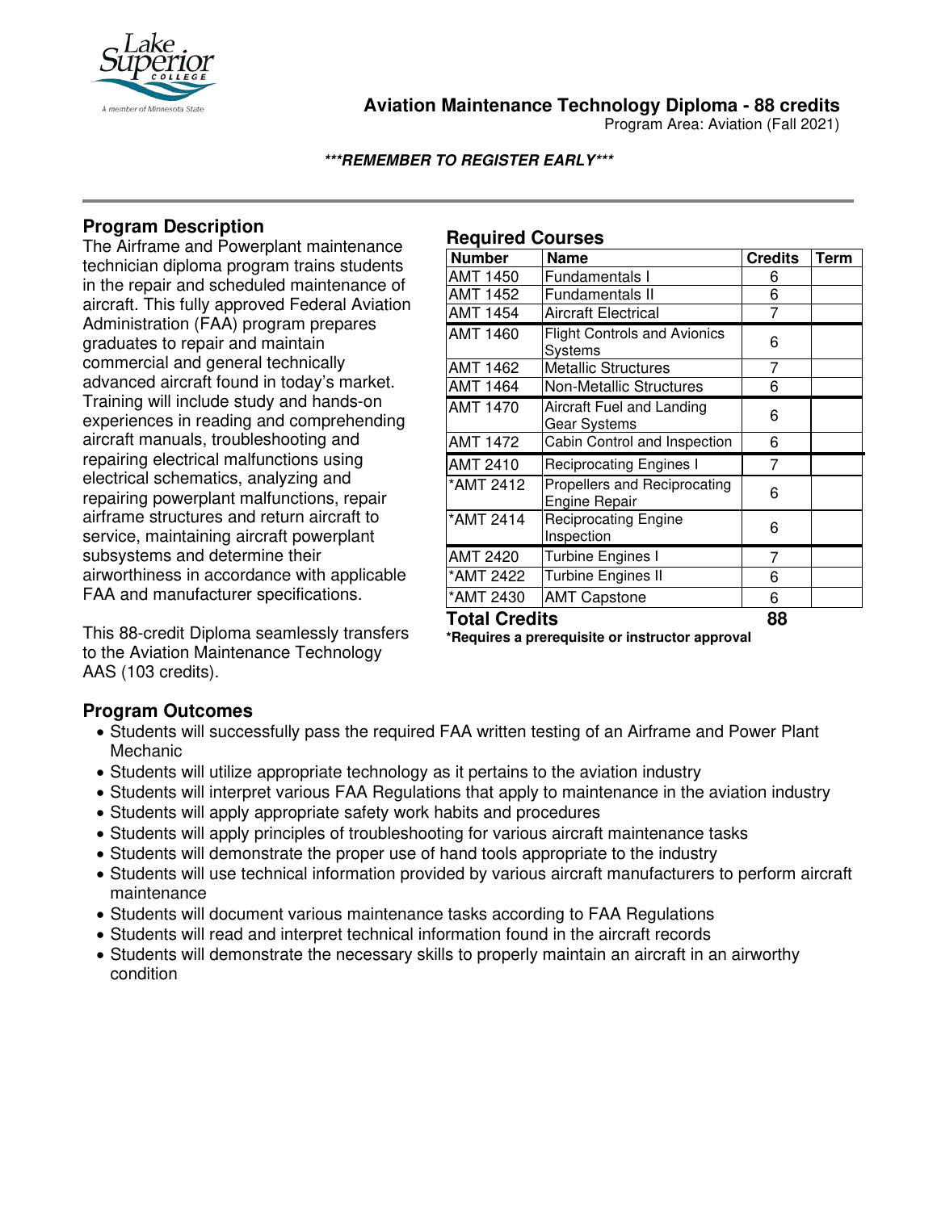# Aviation Maintenance Technology Diploma - 88 credits

Program Area: Aviation (Fall 2021)

***REMEMBER TO REGISTER EARLY***

## Program Description

The Airframe and Powerplant maintenance technician diploma program trains students in the repair and scheduled maintenance of aircraft. This fully approved Federal Aviation Administration (FAA) program prepares graduates to repair and maintain commercial and general technically advanced aircraft found in today's market. Training will include study and hands-on experiences in reading and comprehending aircraft manuals, troubleshooting and repairing electrical malfunctions using electrical schematics, analyzing and repairing powerplant malfunctions, repair airframe structures and return aircraft to service, maintaining aircraft powerplant subsystems and determine their airworthiness in accordance with applicable FAA and manufacturer specifications.

This 88-credit Diploma seamlessly transfers to the Aviation Maintenance Technology AAS (103 credits).

## Required Courses

| Number | Name | Credits | Term |
|---|---|---|---|
| AMT 1450 | Fundamentals I | 6 | |
| AMT 1452 | Fundamentals II | 6 | |
| AMT 1454 | Aircraft Electrical | 7 | |
| AMT 1460 | Flight Controls and Avionics Systems | 6 | |
| AMT 1462 | Metallic Structures | 7 | |
| AMT 1464 | Non-Metallic Structures | 6 | |
| AMT 1470 | Aircraft Fuel and Landing Gear Systems | 6 | |
| AMT 1472 | Cabin Control and Inspection | 6 | |
| AMT 2410 | Reciprocating Engines I | 7 | |
| *AMT 2412 | Propellers and Reciprocating Engine Repair | 6 | |
| *AMT 2414 | Reciprocating Engine Inspection | 6 | |
| AMT 2420 | Turbine Engines I | 7 | |
| *AMT 2422 | Turbine Engines II | 6 | |
| *AMT 2430 | AMT Capstone | 6 | |
| **Total Credits** | | **88** | |

***Requires a prerequisite or instructor approval**

## Program Outcomes

- Students will successfully pass the required FAA written testing of an Airframe and Power Plant Mechanic
- Students will utilize appropriate technology as it pertains to the aviation industry
- Students will interpret various FAA Regulations that apply to maintenance in the aviation industry
- Students will apply appropriate safety work habits and procedures
- Students will apply principles of troubleshooting for various aircraft maintenance tasks
- Students will demonstrate the proper use of hand tools appropriate to the industry
- Students will use technical information provided by various aircraft manufacturers to perform aircraft maintenance
- Students will document various maintenance tasks according to FAA Regulations
- Students will read and interpret technical information found in the aircraft records
- Students will demonstrate the necessary skills to properly maintain an aircraft in an airworthy condition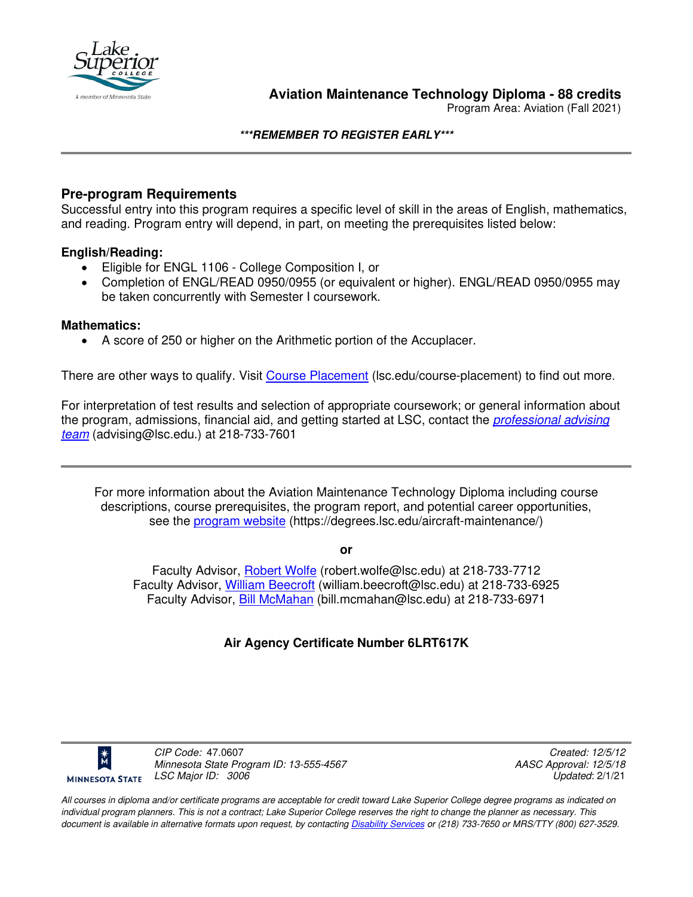**Aviation Maintenance Technology Diploma - 88 credits**
Program Area: Aviation (Fall 2021)

***REMEMBER TO REGISTER EARLY***

## Pre-program Requirements

Successful entry into this program requires a specific level of skill in the areas of English, mathematics, and reading. Program entry will depend, in part, on meeting the prerequisites listed below:

**English/Reading:**

- Eligible for ENGL 1106 - College Composition I, or
- Completion of ENGL/READ 0950/0955 (or equivalent or higher). ENGL/READ 0950/0955 may be taken concurrently with Semester I coursework.

**Mathematics:**

- A score of 250 or higher on the Arithmetic portion of the Accuplacer.

There are other ways to qualify. Visit Course Placement (lsc.edu/course-placement) to find out more.

For interpretation of test results and selection of appropriate coursework; or general information about the program, admissions, financial aid, and getting started at LSC, contact the *professional advising team* (advising@lsc.edu.) at 218-733-7601

For more information about the Aviation Maintenance Technology Diploma including course descriptions, course prerequisites, the program report, and potential career opportunities, see the program website (https://degrees.lsc.edu/aircraft-maintenance/)

**or**

Faculty Advisor, Robert Wolfe (robert.wolfe@lsc.edu) at 218-733-7712
Faculty Advisor, William Beecroft (william.beecroft@lsc.edu) at 218-733-6925
Faculty Advisor, Bill McMahan (bill.mcmahan@lsc.edu) at 218-733-6971

**Air Agency Certificate Number 6LRT617K**

*CIP Code:* 47.0607
*Minnesota State Program ID: 13-555-4567*
*LSC Major ID:* *3006*

*Created: 12/5/12*
*AASC Approval: 12/5/18*
*Updated*: 2/1/21

*All courses in diploma and/or certificate programs are acceptable for credit toward Lake Superior College degree programs as indicated on individual program planners. This is not a contract; Lake Superior College reserves the right to change the planner as necessary. This document is available in alternative formats upon request, by contacting Disability Services or (218) 733-7650 or MRS/TTY (800) 627-3529.*